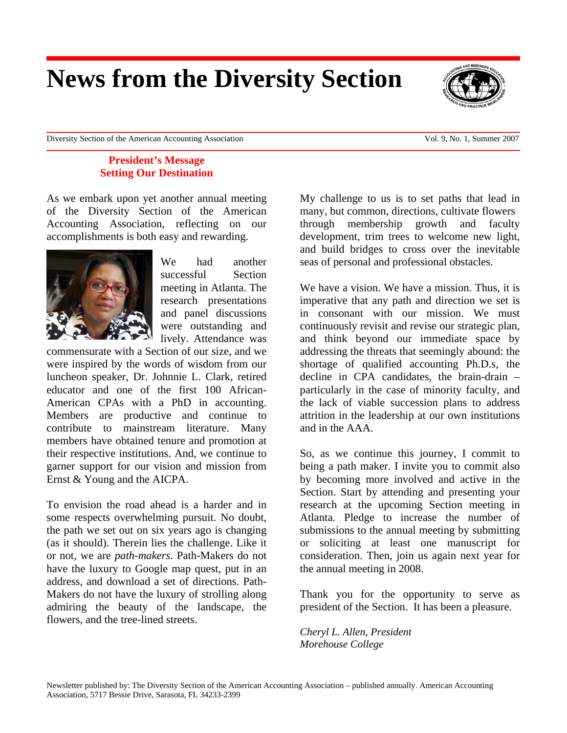# News from the Diversity Section

Diversity Section of the American Accounting Association — Vol. 9, No. 1, Summer 2007

## President's Message
## Setting Our Destination

As we embark upon yet another annual meeting of the Diversity Section of the American Accounting Association, reflecting on our accomplishments is both easy and rewarding.

We had another successful Section meeting in Atlanta. The research presentations and panel discussions were outstanding and lively. Attendance was commensurate with a Section of our size, and we were inspired by the words of wisdom from our luncheon speaker, Dr. Johnnie L. Clark, retired educator and one of the first 100 African-American CPAs with a PhD in accounting. Members are productive and continue to contribute to mainstream literature. Many members have obtained tenure and promotion at their respective institutions. And, we continue to garner support for our vision and mission from Ernst & Young and the AICPA.

To envision the road ahead is a harder and in some respects overwhelming pursuit. No doubt, the path we set out on six years ago is changing (as it should). Therein lies the challenge. Like it or not, we are *path-makers*. Path-Makers do not have the luxury to Google map quest, put in an address, and download a set of directions. Path-Makers do not have the luxury of strolling along admiring the beauty of the landscape, the flowers, and the tree-lined streets.

My challenge to us is to set paths that lead in many, but common, directions, cultivate flowers through membership growth and faculty development, trim trees to welcome new light, and build bridges to cross over the inevitable seas of personal and professional obstacles.

We have a vision. We have a mission. Thus, it is imperative that any path and direction we set is in consonant with our mission. We must continuously revisit and revise our strategic plan, and think beyond our immediate space by addressing the threats that seemingly abound: the shortage of qualified accounting Ph.D.s, the decline in CPA candidates, the brain-drain – particularly in the case of minority faculty, and the lack of viable succession plans to address attrition in the leadership at our own institutions and in the AAA.

So, as we continue this journey, I commit to being a path maker. I invite you to commit also by becoming more involved and active in the Section. Start by attending and presenting your research at the upcoming Section meeting in Atlanta. Pledge to increase the number of submissions to the annual meeting by submitting or soliciting at least one manuscript for consideration. Then, join us again next year for the annual meeting in 2008.

Thank you for the opportunity to serve as president of the Section. It has been a pleasure.

*Cheryl L. Allen, President*
*Morehouse College*

Newsletter published by: The Diversity Section of the American Accounting Association – published annually. American Accounting Association, 5717 Bessie Drive, Sarasota, FL 34233-2399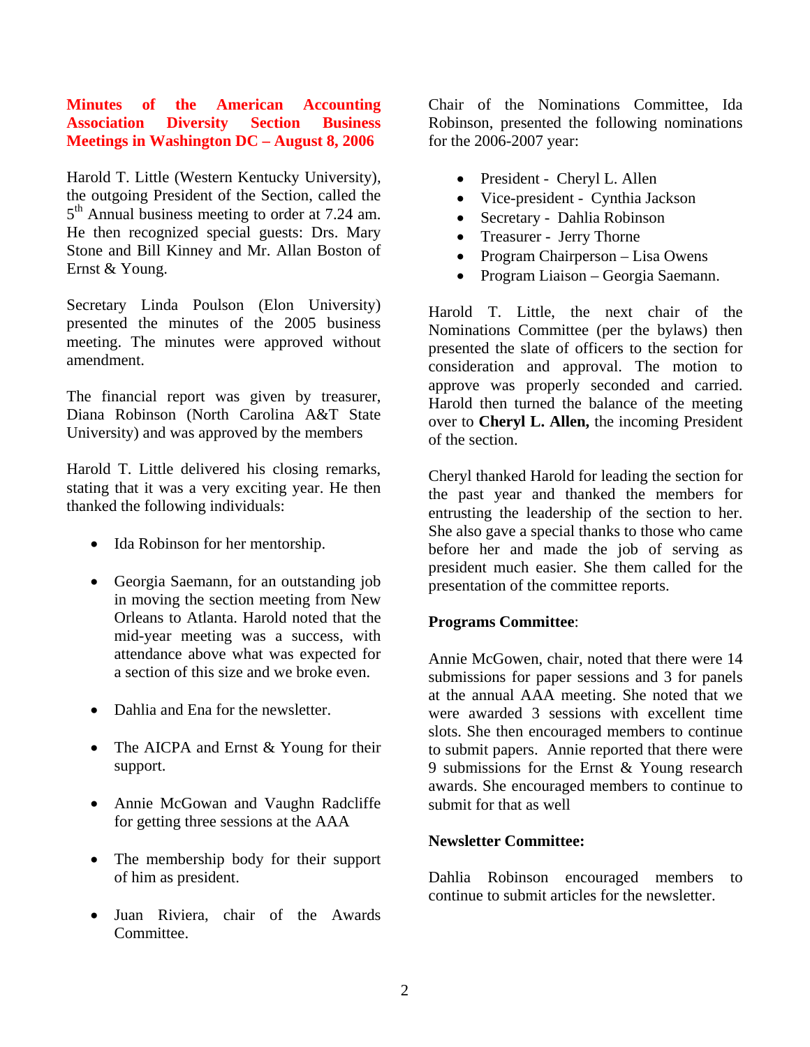## Minutes of the American Accounting Association Diversity Section Business Meetings in Washington DC – August 8, 2006

Harold T. Little (Western Kentucky University), the outgoing President of the Section, called the 5th Annual business meeting to order at 7.24 am. He then recognized special guests: Drs. Mary Stone and Bill Kinney and Mr. Allan Boston of Ernst & Young.

Secretary Linda Poulson (Elon University) presented the minutes of the 2005 business meeting. The minutes were approved without amendment.

The financial report was given by treasurer, Diana Robinson (North Carolina A&T State University) and was approved by the members

Harold T. Little delivered his closing remarks, stating that it was a very exciting year. He then thanked the following individuals:

- Ida Robinson for her mentorship.
- Georgia Saemann, for an outstanding job in moving the section meeting from New Orleans to Atlanta. Harold noted that the mid-year meeting was a success, with attendance above what was expected for a section of this size and we broke even.
- Dahlia and Ena for the newsletter.
- The AICPA and Ernst & Young for their support.
- Annie McGowan and Vaughn Radcliffe for getting three sessions at the AAA
- The membership body for their support of him as president.
- Juan Riviera, chair of the Awards Committee.

Chair of the Nominations Committee, Ida Robinson, presented the following nominations for the 2006-2007 year:

- President - Cheryl L. Allen
- Vice-president - Cynthia Jackson
- Secretary - Dahlia Robinson
- Treasurer - Jerry Thorne
- Program Chairperson – Lisa Owens
- Program Liaison – Georgia Saemann.

Harold T. Little, the next chair of the Nominations Committee (per the bylaws) then presented the slate of officers to the section for consideration and approval. The motion to approve was properly seconded and carried. Harold then turned the balance of the meeting over to **Cheryl L. Allen,** the incoming President of the section.

Cheryl thanked Harold for leading the section for the past year and thanked the members for entrusting the leadership of the section to her. She also gave a special thanks to those who came before her and made the job of serving as president much easier. She them called for the presentation of the committee reports.

**Programs Committee**:

Annie McGowen, chair, noted that there were 14 submissions for paper sessions and 3 for panels at the annual AAA meeting. She noted that we were awarded 3 sessions with excellent time slots. She then encouraged members to continue to submit papers. Annie reported that there were 9 submissions for the Ernst & Young research awards. She encouraged members to continue to submit for that as well

**Newsletter Committee:**

Dahlia Robinson encouraged members to continue to submit articles for the newsletter.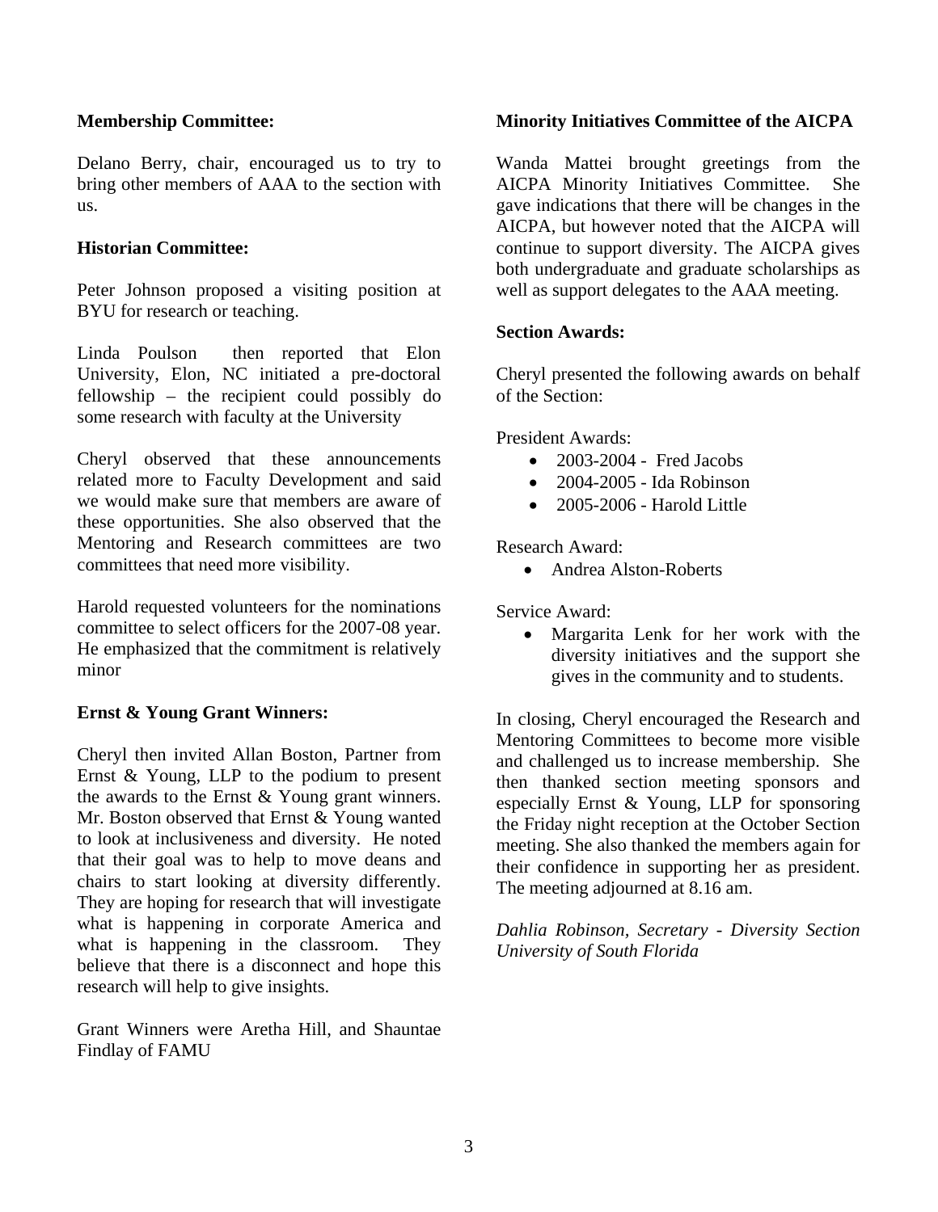**Membership Committee:**

Delano Berry, chair, encouraged us to try to bring other members of AAA to the section with us.

**Historian Committee:**

Peter Johnson proposed a visiting position at BYU for research or teaching.

Linda Poulson then reported that Elon University, Elon, NC initiated a pre-doctoral fellowship – the recipient could possibly do some research with faculty at the University

Cheryl observed that these announcements related more to Faculty Development and said we would make sure that members are aware of these opportunities. She also observed that the Mentoring and Research committees are two committees that need more visibility.

Harold requested volunteers for the nominations committee to select officers for the 2007-08 year. He emphasized that the commitment is relatively minor

**Ernst & Young Grant Winners:**

Cheryl then invited Allan Boston, Partner from Ernst & Young, LLP to the podium to present the awards to the Ernst & Young grant winners. Mr. Boston observed that Ernst & Young wanted to look at inclusiveness and diversity. He noted that their goal was to help to move deans and chairs to start looking at diversity differently. They are hoping for research that will investigate what is happening in corporate America and what is happening in the classroom. They believe that there is a disconnect and hope this research will help to give insights.

Grant Winners were Aretha Hill, and Shauntae Findlay of FAMU

**Minority Initiatives Committee of the AICPA**

Wanda Mattei brought greetings from the AICPA Minority Initiatives Committee. She gave indications that there will be changes in the AICPA, but however noted that the AICPA will continue to support diversity. The AICPA gives both undergraduate and graduate scholarships as well as support delegates to the AAA meeting.

**Section Awards:**

Cheryl presented the following awards on behalf of the Section:

President Awards:

- 2003-2004 - Fred Jacobs
- 2004-2005 - Ida Robinson
- 2005-2006 - Harold Little

Research Award:

- Andrea Alston-Roberts

Service Award:

- Margarita Lenk for her work with the diversity initiatives and the support she gives in the community and to students.

In closing, Cheryl encouraged the Research and Mentoring Committees to become more visible and challenged us to increase membership. She then thanked section meeting sponsors and especially Ernst & Young, LLP for sponsoring the Friday night reception at the October Section meeting. She also thanked the members again for their confidence in supporting her as president. The meeting adjourned at 8.16 am.

*Dahlia Robinson, Secretary - Diversity Section University of South Florida*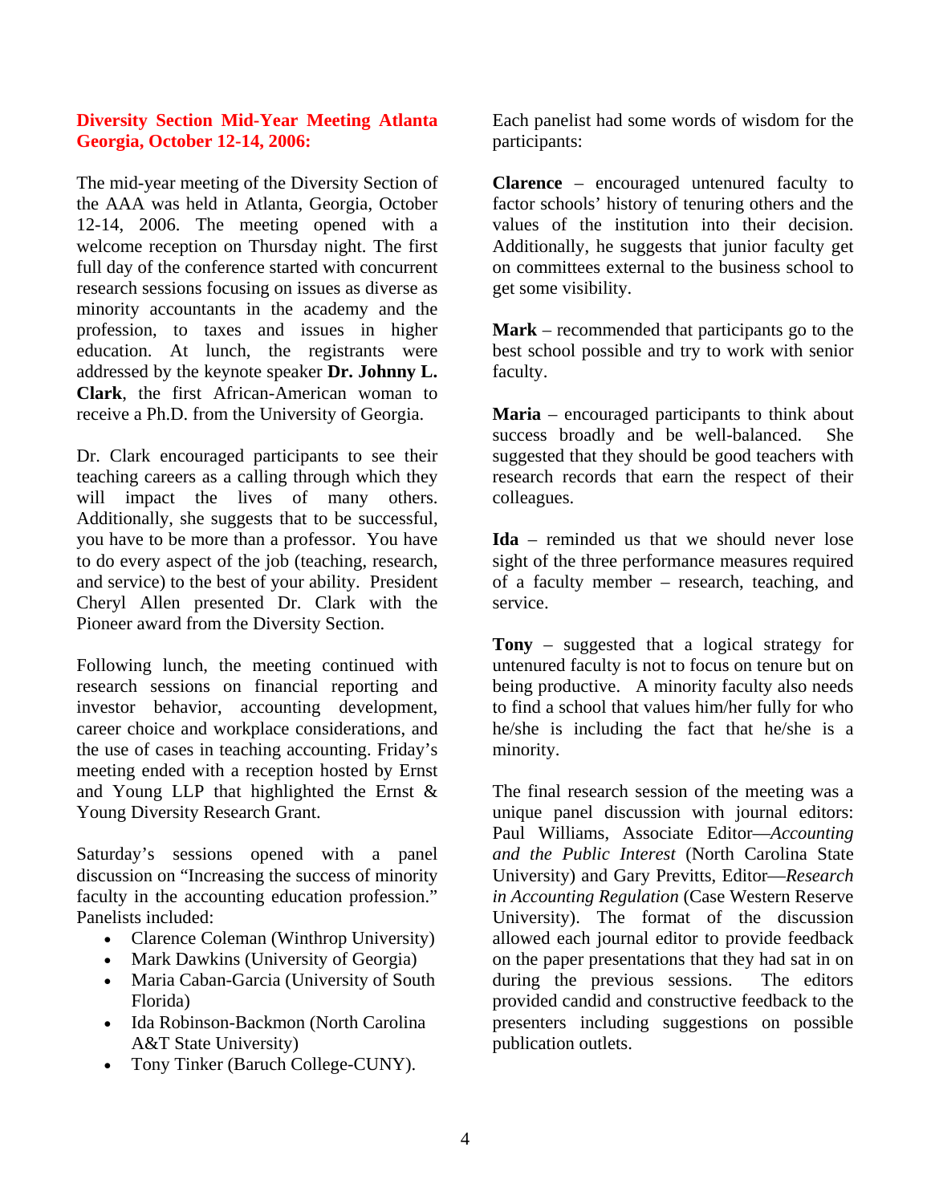## Diversity Section Mid-Year Meeting Atlanta Georgia, October 12-14, 2006:

The mid-year meeting of the Diversity Section of the AAA was held in Atlanta, Georgia, October 12-14, 2006. The meeting opened with a welcome reception on Thursday night. The first full day of the conference started with concurrent research sessions focusing on issues as diverse as minority accountants in the academy and the profession, to taxes and issues in higher education. At lunch, the registrants were addressed by the keynote speaker **Dr. Johnny L. Clark**, the first African-American woman to receive a Ph.D. from the University of Georgia.

Dr. Clark encouraged participants to see their teaching careers as a calling through which they will impact the lives of many others. Additionally, she suggests that to be successful, you have to be more than a professor. You have to do every aspect of the job (teaching, research, and service) to the best of your ability. President Cheryl Allen presented Dr. Clark with the Pioneer award from the Diversity Section.

Following lunch, the meeting continued with research sessions on financial reporting and investor behavior, accounting development, career choice and workplace considerations, and the use of cases in teaching accounting. Friday's meeting ended with a reception hosted by Ernst and Young LLP that highlighted the Ernst & Young Diversity Research Grant.

Saturday's sessions opened with a panel discussion on "Increasing the success of minority faculty in the accounting education profession." Panelists included:

- Clarence Coleman (Winthrop University)
- Mark Dawkins (University of Georgia)
- Maria Caban-Garcia (University of South Florida)
- Ida Robinson-Backmon (North Carolina A&T State University)
- Tony Tinker (Baruch College-CUNY).

Each panelist had some words of wisdom for the participants:

**Clarence** – encouraged untenured faculty to factor schools' history of tenuring others and the values of the institution into their decision. Additionally, he suggests that junior faculty get on committees external to the business school to get some visibility.

**Mark** – recommended that participants go to the best school possible and try to work with senior faculty.

**Maria** – encouraged participants to think about success broadly and be well-balanced. She suggested that they should be good teachers with research records that earn the respect of their colleagues.

**Ida** – reminded us that we should never lose sight of the three performance measures required of a faculty member – research, teaching, and service.

**Tony** – suggested that a logical strategy for untenured faculty is not to focus on tenure but on being productive. A minority faculty also needs to find a school that values him/her fully for who he/she is including the fact that he/she is a minority.

The final research session of the meeting was a unique panel discussion with journal editors: Paul Williams, Associate Editor—*Accounting and the Public Interest* (North Carolina State University) and Gary Previtts, Editor—*Research in Accounting Regulation* (Case Western Reserve University). The format of the discussion allowed each journal editor to provide feedback on the paper presentations that they had sat in on during the previous sessions. The editors provided candid and constructive feedback to the presenters including suggestions on possible publication outlets.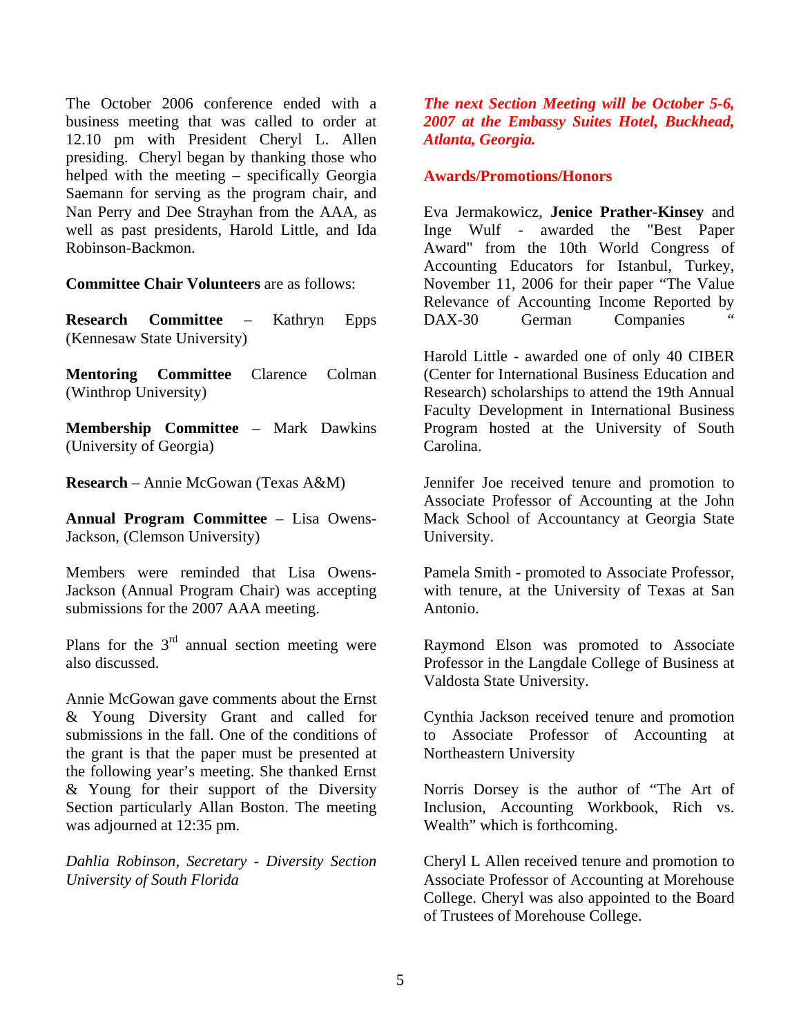The October 2006 conference ended with a business meeting that was called to order at 12.10 pm with President Cheryl L. Allen presiding. Cheryl began by thanking those who helped with the meeting – specifically Georgia Saemann for serving as the program chair, and Nan Perry and Dee Strayhan from the AAA, as well as past presidents, Harold Little, and Ida Robinson-Backmon.

**Committee Chair Volunteers** are as follows:

**Research Committee** – Kathryn Epps (Kennesaw State University)

**Mentoring Committee** Clarence Colman (Winthrop University)

**Membership Committee** – Mark Dawkins (University of Georgia)

**Research** – Annie McGowan (Texas A&M)

**Annual Program Committee** – Lisa Owens-Jackson, (Clemson University)

Members were reminded that Lisa Owens-Jackson (Annual Program Chair) was accepting submissions for the 2007 AAA meeting.

Plans for the 3rd annual section meeting were also discussed.

Annie McGowan gave comments about the Ernst & Young Diversity Grant and called for submissions in the fall. One of the conditions of the grant is that the paper must be presented at the following year's meeting. She thanked Ernst & Young for their support of the Diversity Section particularly Allan Boston. The meeting was adjourned at 12:35 pm.

*Dahlia Robinson, Secretary - Diversity Section*
*University of South Florida*

***The next Section Meeting will be October 5-6, 2007 at the Embassy Suites Hotel, Buckhead, Atlanta, Georgia.***

**Awards/Promotions/Honors**

Eva Jermakowicz, **Jenice Prather-Kinsey** and Inge Wulf - awarded the "Best Paper Award" from the 10th World Congress of Accounting Educators for Istanbul, Turkey, November 11, 2006 for their paper "The Value Relevance of Accounting Income Reported by DAX-30 German Companies "

Harold Little - awarded one of only 40 CIBER (Center for International Business Education and Research) scholarships to attend the 19th Annual Faculty Development in International Business Program hosted at the University of South Carolina.

Jennifer Joe received tenure and promotion to Associate Professor of Accounting at the John Mack School of Accountancy at Georgia State University.

Pamela Smith - promoted to Associate Professor, with tenure, at the University of Texas at San Antonio.

Raymond Elson was promoted to Associate Professor in the Langdale College of Business at Valdosta State University.

Cynthia Jackson received tenure and promotion to Associate Professor of Accounting at Northeastern University

Norris Dorsey is the author of "The Art of Inclusion, Accounting Workbook, Rich vs. Wealth" which is forthcoming.

Cheryl L Allen received tenure and promotion to Associate Professor of Accounting at Morehouse College. Cheryl was also appointed to the Board of Trustees of Morehouse College.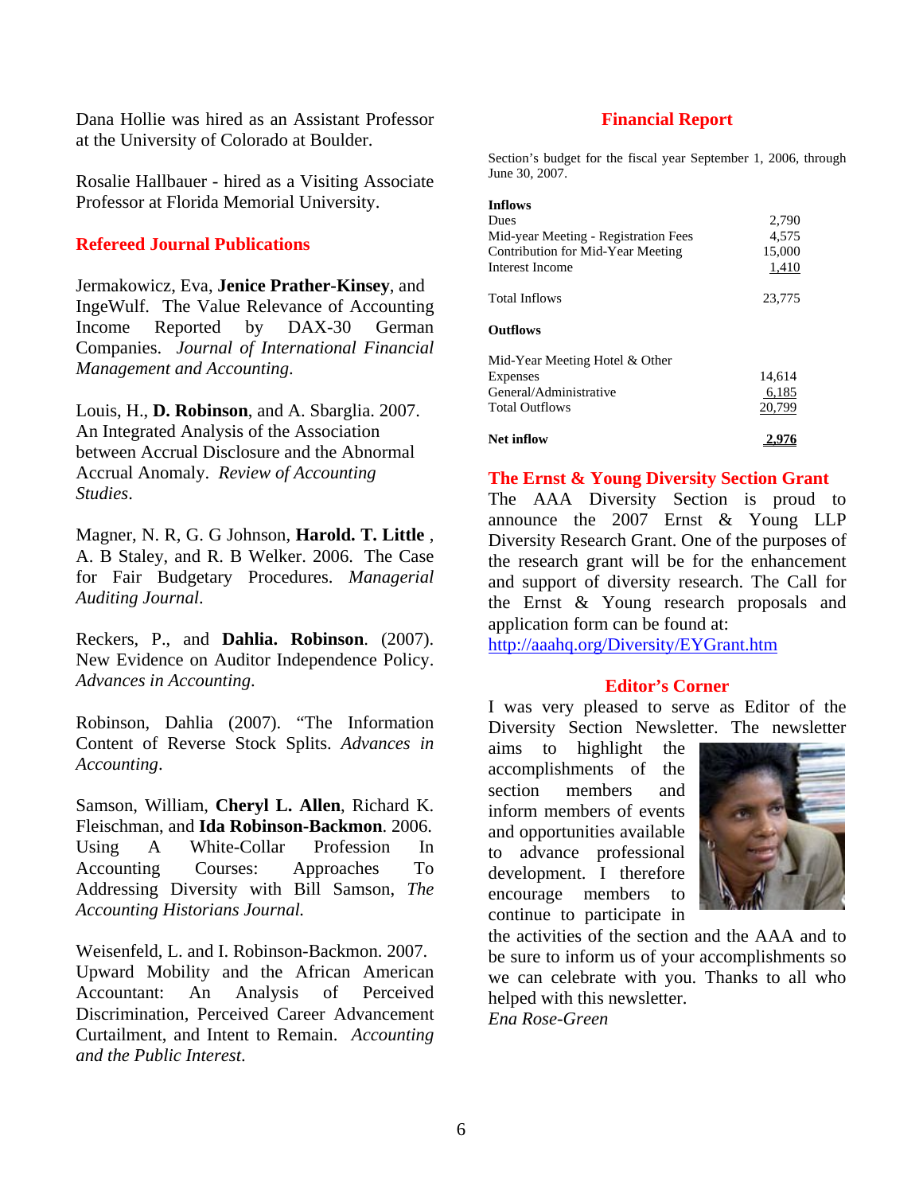Dana Hollie was hired as an Assistant Professor at the University of Colorado at Boulder.

Rosalie Hallbauer - hired as a Visiting Associate Professor at Florida Memorial University.

## Refereed Journal Publications

Jermakowicz, Eva, **Jenice Prather-Kinsey**, and IngeWulf. The Value Relevance of Accounting Income Reported by DAX-30 German Companies. *Journal of International Financial Management and Accounting*.

Louis, H., **D. Robinson**, and A. Sbarglia. 2007. An Integrated Analysis of the Association between Accrual Disclosure and the Abnormal Accrual Anomaly. *Review of Accounting Studies*.

Magner, N. R, G. G Johnson, **Harold. T. Little** , A. B Staley, and R. B Welker. 2006. The Case for Fair Budgetary Procedures. *Managerial Auditing Journal*.

Reckers, P., and **Dahlia. Robinson**. (2007). New Evidence on Auditor Independence Policy. *Advances in Accounting*.

Robinson, Dahlia (2007). "The Information Content of Reverse Stock Splits. *Advances in Accounting*.

Samson, William, **Cheryl L. Allen**, Richard K. Fleischman, and **Ida Robinson-Backmon**. 2006. Using A White-Collar Profession In Accounting Courses: Approaches To Addressing Diversity with Bill Samson, *The Accounting Historians Journal.*

Weisenfeld, L. and I. Robinson-Backmon. 2007. Upward Mobility and the African American Accountant: An Analysis of Perceived Discrimination, Perceived Career Advancement Curtailment, and Intent to Remain. *Accounting and the Public Interest*.

## Financial Report

Section's budget for the fiscal year September 1, 2006, through June 30, 2007.

| | |
|---|---|
| **Inflows** | |
| Dues | 2,790 |
| Mid-year Meeting - Registration Fees | 4,575 |
| Contribution for Mid-Year Meeting | 15,000 |
| Interest Income | 1,410 |
| Total Inflows | 23,775 |
| **Outflows** | |
| Mid-Year Meeting Hotel & Other Expenses | 14,614 |
| General/Administrative | 6,185 |
| Total Outflows | 20,799 |
| **Net inflow** | **2,976** |

## The Ernst & Young Diversity Section Grant

The AAA Diversity Section is proud to announce the 2007 Ernst & Young LLP Diversity Research Grant. One of the purposes of the research grant will be for the enhancement and support of diversity research. The Call for the Ernst & Young research proposals and application form can be found at: http://aaahq.org/Diversity/EYGrant.htm

## Editor's Corner

I was very pleased to serve as Editor of the Diversity Section Newsletter. The newsletter aims to highlight the accomplishments of the section members and inform members of events and opportunities available to advance professional development. I therefore encourage members to continue to participate in the activities of the section and the AAA and to be sure to inform us of your accomplishments so we can celebrate with you. Thanks to all who helped with this newsletter.

*Ena Rose-Green*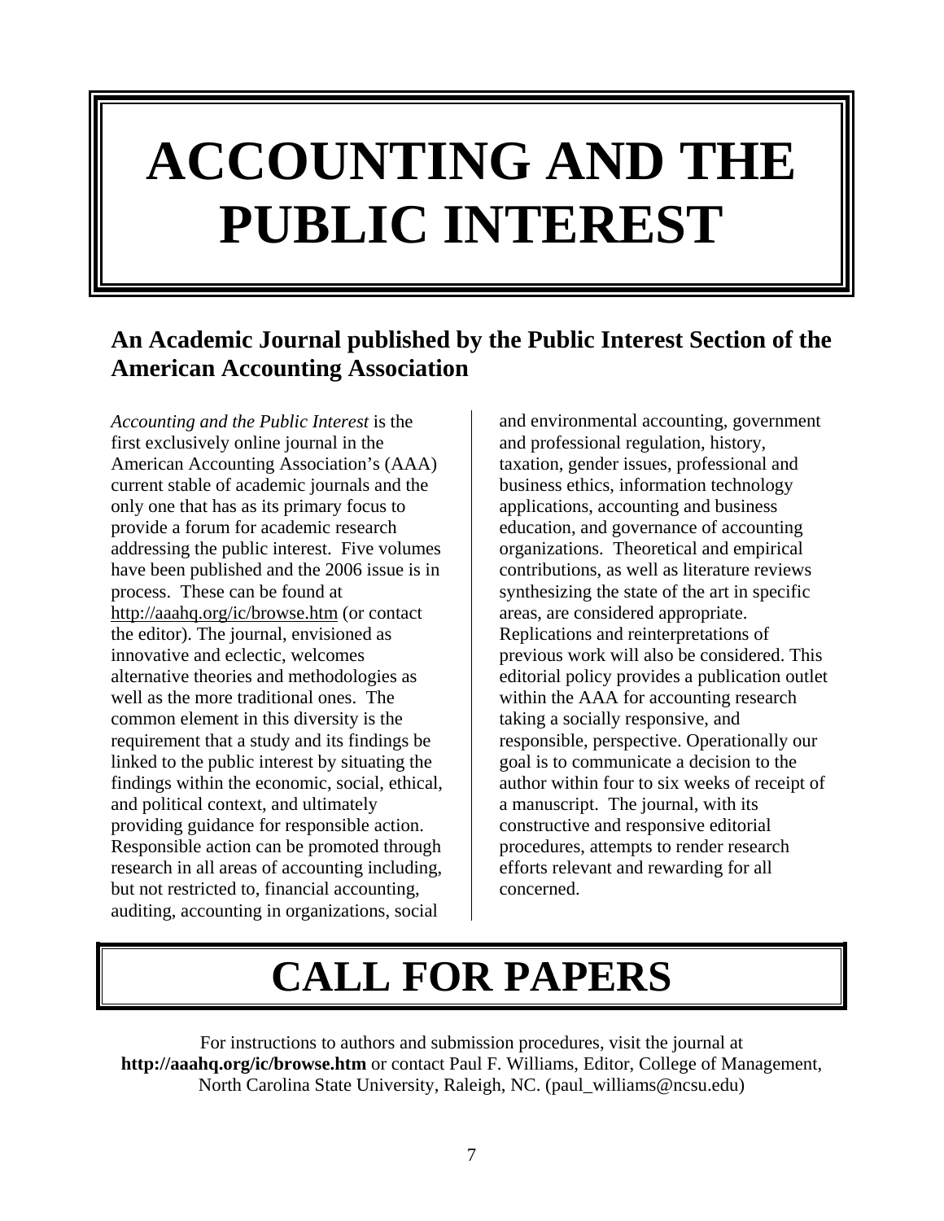# ACCOUNTING AND THE PUBLIC INTEREST

## An Academic Journal published by the Public Interest Section of the American Accounting Association

*Accounting and the Public Interest* is the first exclusively online journal in the American Accounting Association's (AAA) current stable of academic journals and the only one that has as its primary focus to provide a forum for academic research addressing the public interest. Five volumes have been published and the 2006 issue is in process. These can be found at http://aaahq.org/ic/browse.htm (or contact the editor). The journal, envisioned as innovative and eclectic, welcomes alternative theories and methodologies as well as the more traditional ones. The common element in this diversity is the requirement that a study and its findings be linked to the public interest by situating the findings within the economic, social, ethical, and political context, and ultimately providing guidance for responsible action. Responsible action can be promoted through research in all areas of accounting including, but not restricted to, financial accounting, auditing, accounting in organizations, social and environmental accounting, government and professional regulation, history, taxation, gender issues, professional and business ethics, information technology applications, accounting and business education, and governance of accounting organizations. Theoretical and empirical contributions, as well as literature reviews synthesizing the state of the art in specific areas, are considered appropriate. Replications and reinterpretations of previous work will also be considered. This editorial policy provides a publication outlet within the AAA for accounting research taking a socially responsive, and responsible, perspective. Operationally our goal is to communicate a decision to the author within four to six weeks of receipt of a manuscript. The journal, with its constructive and responsive editorial procedures, attempts to render research efforts relevant and rewarding for all concerned.

# CALL FOR PAPERS

For instructions to authors and submission procedures, visit the journal at **http://aaahq.org/ic/browse.htm** or contact Paul F. Williams, Editor, College of Management, North Carolina State University, Raleigh, NC. (paul_williams@ncsu.edu)